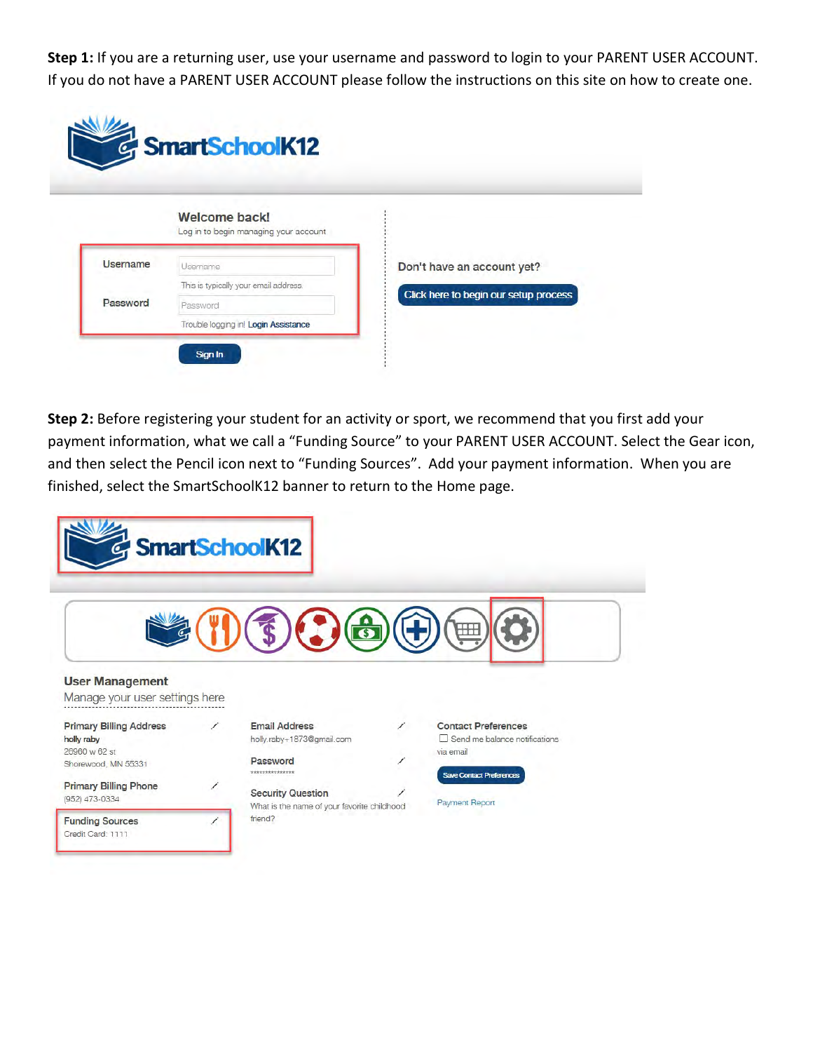**Step 1:** If you are a returning user, use your username and password to login to your PARENT USER ACCOUNT. If you do not have a PARENT USER ACCOUNT please follow the instructions on this site on how to create one.

SmartSchoolK12

Welcome back!
Log in to begin managing your account

Username
This is typically your email address

Password
Trouble logging in! Login Assistance

Sign In

Don't have an account yet?

Click here to begin our setup process

**Step 2:** Before registering your student for an activity or sport, we recommend that you first add your payment information, what we call a "Funding Source" to your PARENT USER ACCOUNT. Select the Gear icon, and then select the Pencil icon next to "Funding Sources". Add your payment information. When you are finished, select the SmartSchoolK12 banner to return to the Home page.

SmartSchoolK12

User Management
Manage your user settings here

Primary Billing Address
holly raby
26960 w 62 st
Shorewood, MN 55331

Primary Billing Phone
(952) 473-0334

Funding Sources
Credit Card: 1111

Email Address
holly.raby+1873@gmail.com

Password
***************

Security Question
What is the name of your favorite childhood friend?

Contact Preferences
Send me balance notifications via email

Save Contact Preferences

Payment Report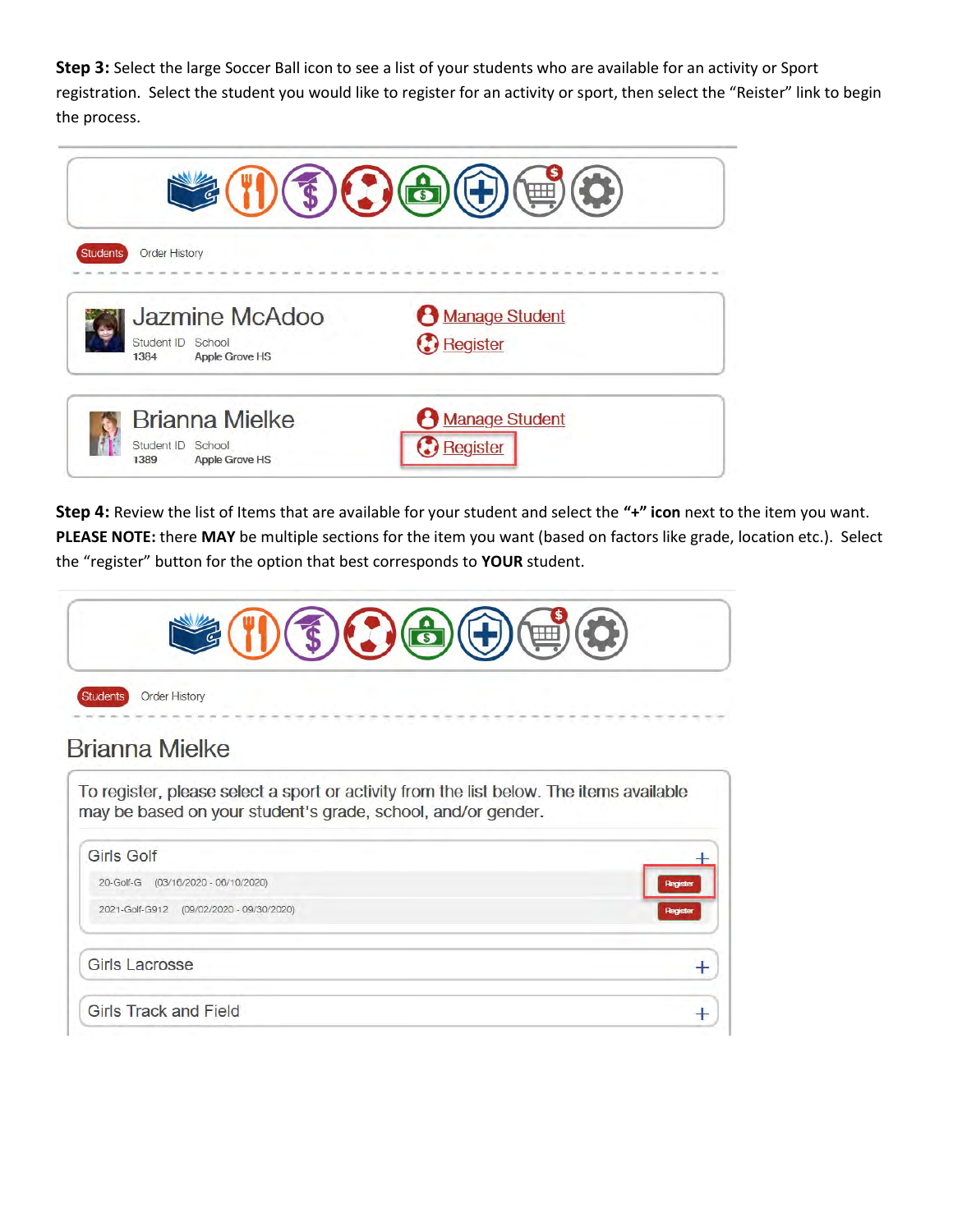**Step 3:** Select the large Soccer Ball icon to see a list of your students who are available for an activity or Sport registration. Select the student you would like to register for an activity or sport, then select the "Reister" link to begin the process.

Students Order History

Jazmine McAdoo
Student ID 1384 School Apple Grove HS
Manage Student
Register

Brianna Mielke
Student ID 1389 School Apple Grove HS
Manage Student
Register

**Step 4:** Review the list of Items that are available for your student and select the **"+" icon** next to the item you want. **PLEASE NOTE:** there **MAY** be multiple sections for the item you want (based on factors like grade, location etc.). Select the "register" button for the option that best corresponds to **YOUR** student.

Students Order History

Brianna Mielke

To register, please select a sport or activity from the list below. The items available may be based on your student's grade, school, and/or gender.

Girls Golf +
20-Golf-G (03/16/2020 - 06/10/2020) Register
2021-Golf-G912 (09/02/2020 - 09/30/2020) Register

Girls Lacrosse +

Girls Track and Field +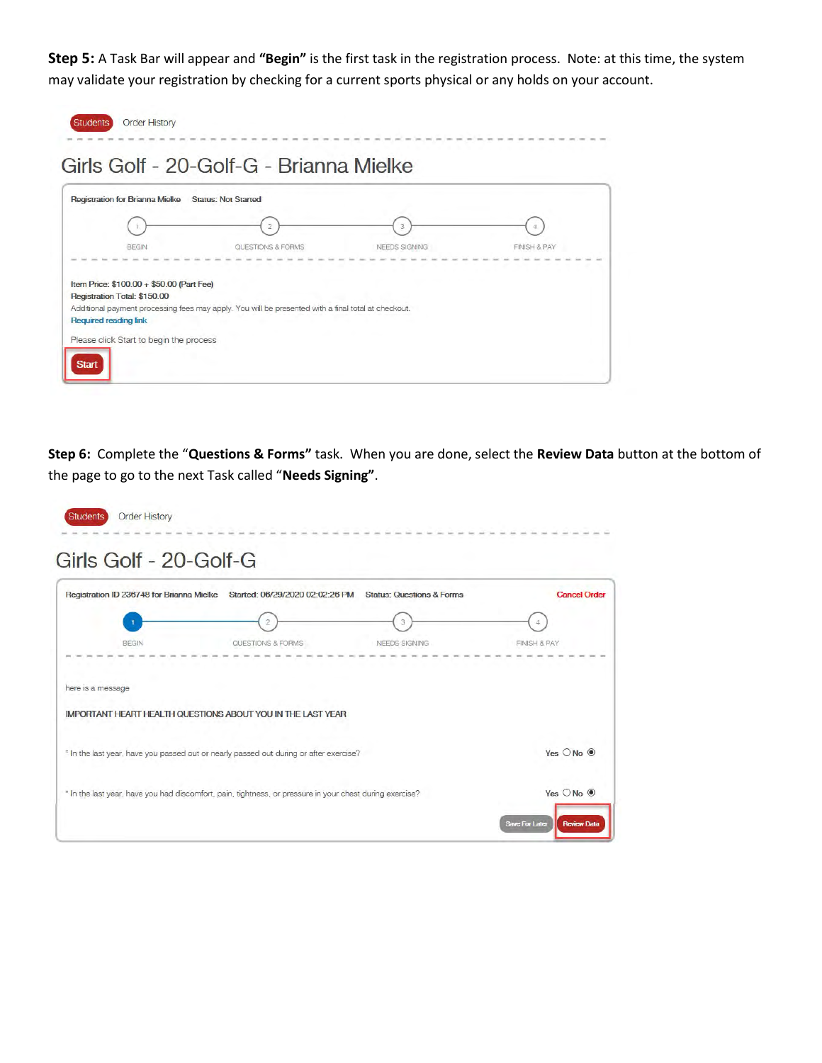**Step 5:** A Task Bar will appear and **"Begin"** is the first task in the registration process. Note: at this time, the system may validate your registration by checking for a current sports physical or any holds on your account.

Students Order History

Girls Golf - 20-Golf-G - Brianna Mielke

Registration for Brianna Mielke Status: Not Started

1 BEGIN — 2 QUESTIONS & FORMS — 3 NEEDS SIGNING — 4 FINISH & PAY

Item Price: $100.00 + $50.00 (Part Fee)
Registration Total: $150.00
Additional payment processing fees may apply. You will be presented with a final total at checkout.
Required reading link

Please click Start to begin the process

Start

**Step 6:** Complete the "**Questions & Forms"** task. When you are done, select the **Review Data** button at the bottom of the page to go to the next Task called "**Needs Signing"**.

Students Order History

Girls Golf - 20-Golf-G

Registration ID 236748 for Brianna Mielke Started: 06/29/2020 02:02:26 PM Status: Questions & Forms Cancel Order

1 BEGIN — 2 QUESTIONS & FORMS — 3 NEEDS SIGNING — 4 FINISH & PAY

here is a message

IMPORTANT HEART HEALTH QUESTIONS ABOUT YOU IN THE LAST YEAR

* In the last year, have you passed out or nearly passed out during or after exercise? Yes ○ No ◉

* In the last year, have you had discomfort, pain, tightness, or pressure in your chest during exercise? Yes ○ No ◉

Save For Later Review Data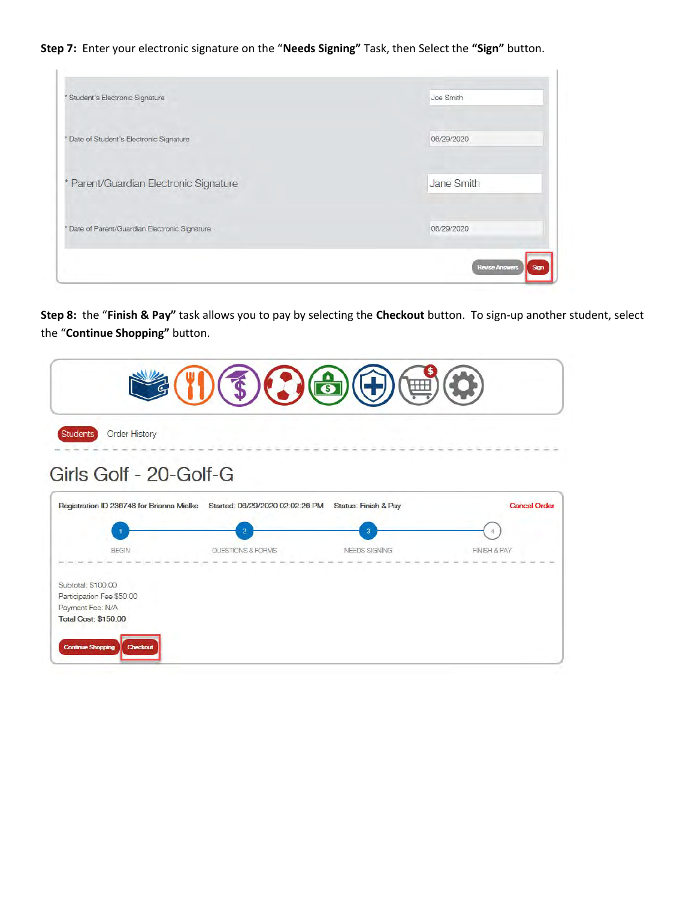**Step 7:** Enter your electronic signature on the "**Needs Signing"** Task, then Select the **"Sign"** button.

| | |
|---|---|
| * Student's Electronic Signature | Joe Smith |
| * Date of Student's Electronic Signature | 06/29/2020 |
| * Parent/Guardian Electronic Signature | Jane Smith |
| * Date of Parent/Guardian Electronic Signature | 06/29/2020 |

Revise Answers | Sign

**Step 8:** the "**Finish & Pay"** task allows you to pay by selecting the **Checkout** button. To sign-up another student, select the "**Continue Shopping"** button.

Students | Order History

Girls Golf - 20-Golf-G

Registration ID 236748 for Brianna Mielke | Started: 06/29/2020 02:02:26 PM | Status: Finish & Pay | Cancel Order

1 BEGIN — 2 QUESTIONS & FORMS — 3 NEEDS SIGNING — 4 FINISH & PAY

Subtotal: $100.00
Participation Fee $50.00
Payment Fee: N/A
**Total Cost: $150.00**

Continue Shopping | Checkout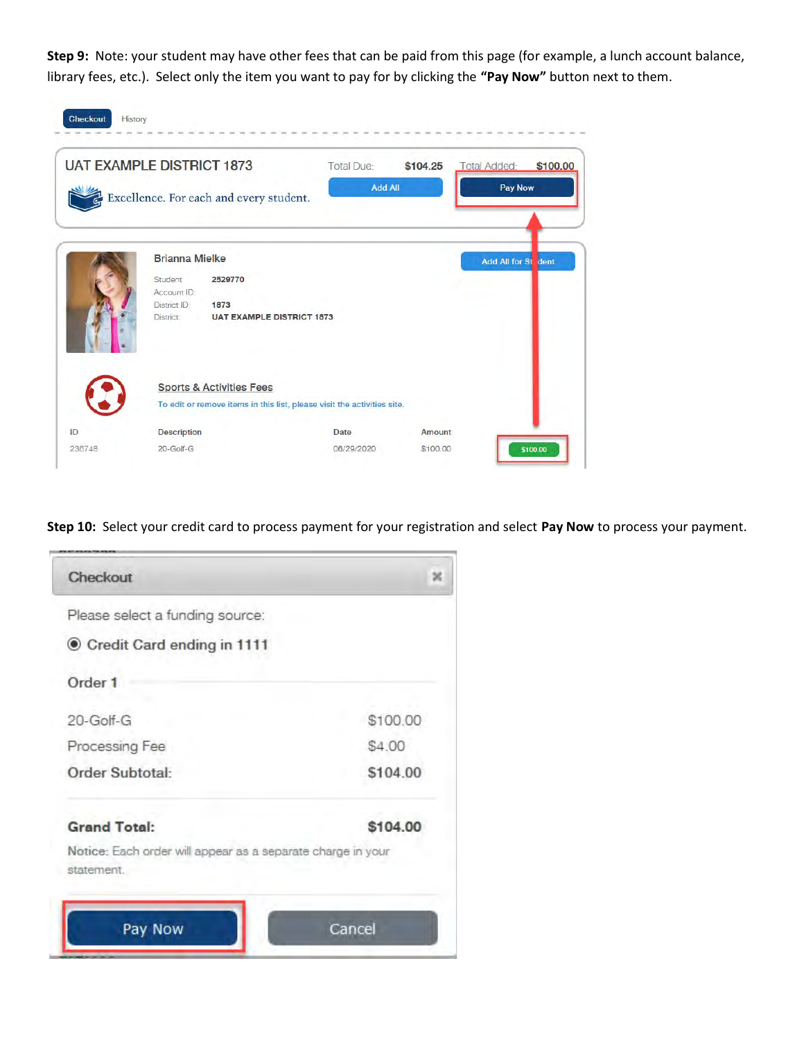**Step 9:** Note: your student may have other fees that can be paid from this page (for example, a lunch account balance, library fees, etc.). Select only the item you want to pay for by clicking the **"Pay Now"** button next to them.

Checkout History

UAT EXAMPLE DISTRICT 1873 Total Due: $104.25 Total Added: $100.00

Add All | Pay Now

Excellence. For each and every student.

Brianna Mielke

Add All for Student

Student: 2529770
Account ID:
District ID: 1873
District: UAT EXAMPLE DISTRICT 1873

Sports & Activities Fees

To edit or remove items in this list, please visit the activities site.

| ID | Description | Date | Amount | |
|---|---|---|---|---|
| 236748 | 20-Golf-G | 06/29/2020 | $100.00 | $100.00 |

**Step 10:** Select your credit card to process payment for your registration and select **Pay Now** to process your payment.

Checkout

Please select a funding source:

Credit Card ending in 1111

Order 1

| | |
|---|---|
| 20-Golf-G | $100.00 |
| Processing Fee | $4.00 |
| **Order Subtotal:** | **$104.00** |
| **Grand Total:** | **$104.00** |

Notice: Each order will appear as a separate charge in your statement.

Pay Now | Cancel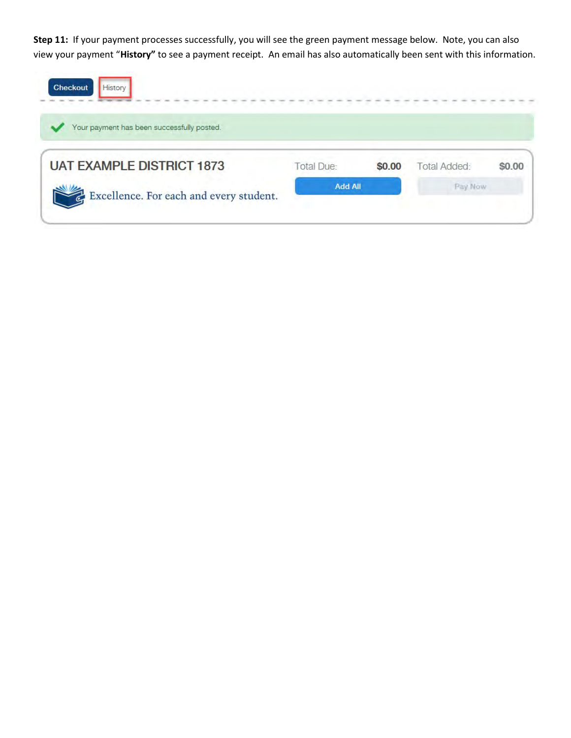**Step 11:** If your payment processes successfully, you will see the green payment message below. Note, you can also view your payment "**History**" to see a payment receipt. An email has also automatically been sent with this information.

Checkout History

Your payment has been successfully posted.

UAT EXAMPLE DISTRICT 1873

Excellence. For each and every student.

Total Due: $0.00

Add All

Total Added: $0.00

Pay Now